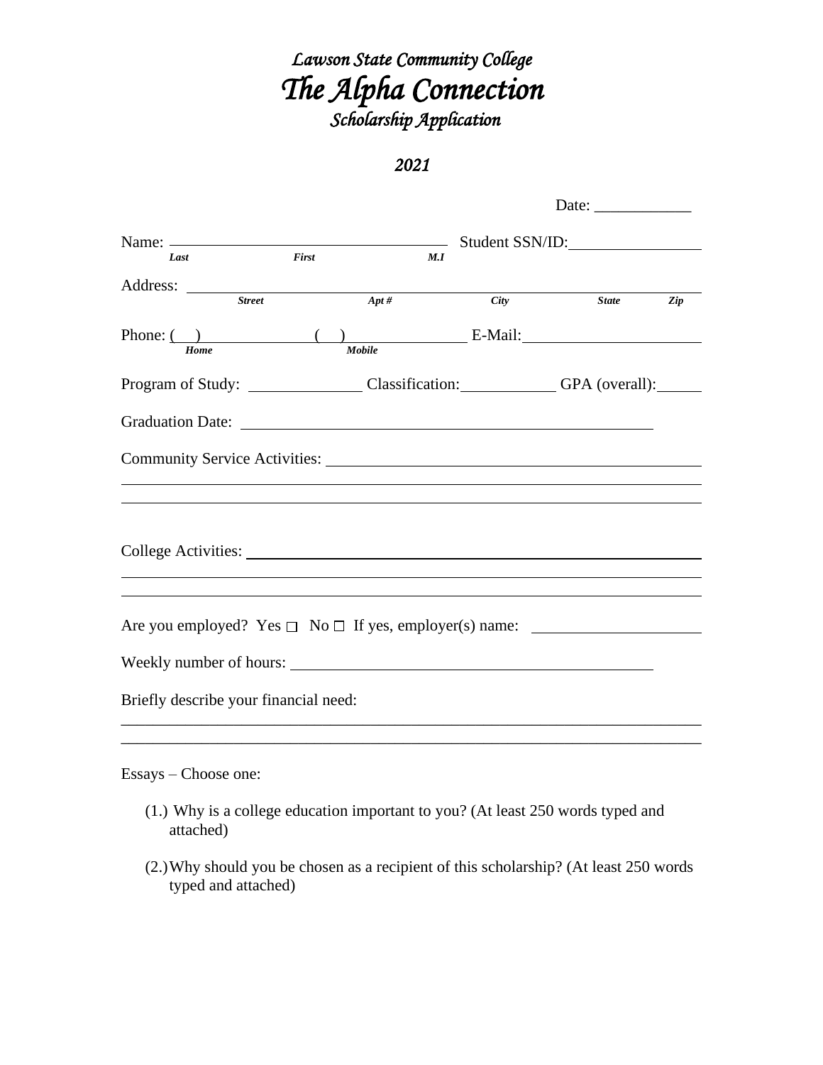# *Lawson State Community College*

# *The Alpha Connection*

## *Scholarship Application*

### *2021*

Date: ____________

Name: ______________________________ Student SSN/ID: ________________
*Last* *First* *M.I*

Address: ________________________________________________________________
*Street* *Apt #* *City* *State* *Zip*

Phone: ( ) ____________ ( ) ____________ E-Mail: ______________________
*Home* *Mobile*

Program of Study: ______________ Classification: ____________ GPA (overall): ______

Graduation Date: ______________________________________________________

Community Service Activities: ______________________________________________

_______________________________________________________________________

_______________________________________________________________________

College Activities: ______________________________________________________

_______________________________________________________________________

_______________________________________________________________________

Are you employed? Yes ☐ No ☐ If yes, employer(s) name: ____________________

Weekly number of hours: ___________________________________________

Briefly describe your financial need:

_______________________________________________________________________

_______________________________________________________________________

Essays – Choose one:

(1.) Why is a college education important to you? (At least 250 words typed and attached)

(2.) Why should you be chosen as a recipient of this scholarship? (At least 250 words typed and attached)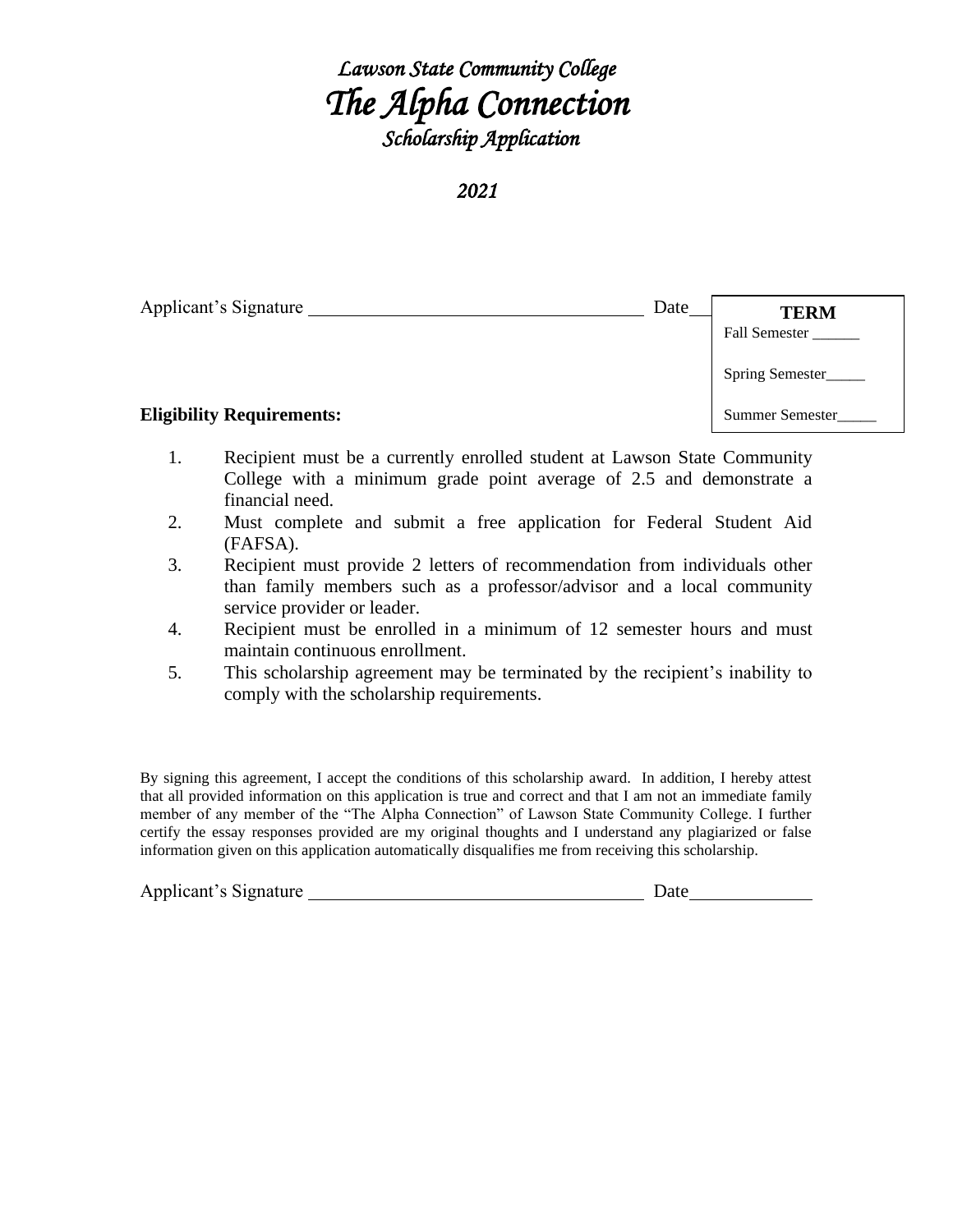# *Lawson State Community College*
# *The Alpha Connection*
## *Scholarship Application*

### *2021*

Applicant's Signature ______________________________ Date______

**TERM**

Fall Semester ______

Spring Semester_____

Summer Semester_____

**Eligibility Requirements:**

1. Recipient must be a currently enrolled student at Lawson State Community College with a minimum grade point average of 2.5 and demonstrate a financial need.
2. Must complete and submit a free application for Federal Student Aid (FAFSA).
3. Recipient must provide 2 letters of recommendation from individuals other than family members such as a professor/advisor and a local community service provider or leader.
4. Recipient must be enrolled in a minimum of 12 semester hours and must maintain continuous enrollment.
5. This scholarship agreement may be terminated by the recipient's inability to comply with the scholarship requirements.

By signing this agreement, I accept the conditions of this scholarship award. In addition, I hereby attest that all provided information on this application is true and correct and that I am not an immediate family member of any member of the "The Alpha Connection" of Lawson State Community College. I further certify the essay responses provided are my original thoughts and I understand any plagiarized or false information given on this application automatically disqualifies me from receiving this scholarship.

Applicant's Signature ______________________________ Date____________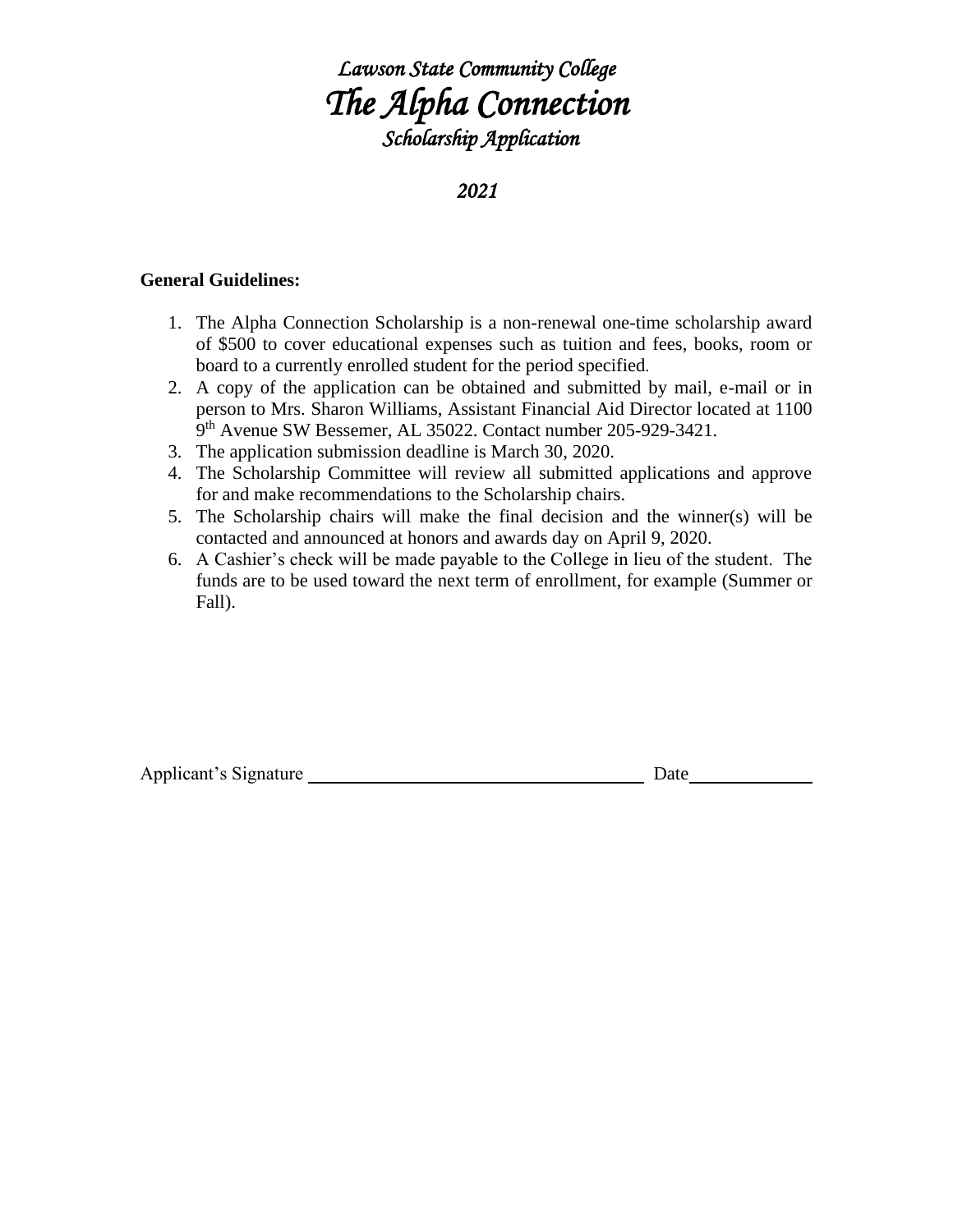# *Lawson State Community College*

# *The Alpha Connection*

## *Scholarship Application*

## *2021*

**General Guidelines:**

1. The Alpha Connection Scholarship is a non-renewal one-time scholarship award of $500 to cover educational expenses such as tuition and fees, books, room or board to a currently enrolled student for the period specified.
2. A copy of the application can be obtained and submitted by mail, e-mail or in person to Mrs. Sharon Williams, Assistant Financial Aid Director located at 1100 9th Avenue SW Bessemer, AL 35022. Contact number 205-929-3421.
3. The application submission deadline is March 30, 2020.
4. The Scholarship Committee will review all submitted applications and approve for and make recommendations to the Scholarship chairs.
5. The Scholarship chairs will make the final decision and the winner(s) will be contacted and announced at honors and awards day on April 9, 2020.
6. A Cashier's check will be made payable to the College in lieu of the student. The funds are to be used toward the next term of enrollment, for example (Summer or Fall).

Applicant's Signature ______________________________ Date__________